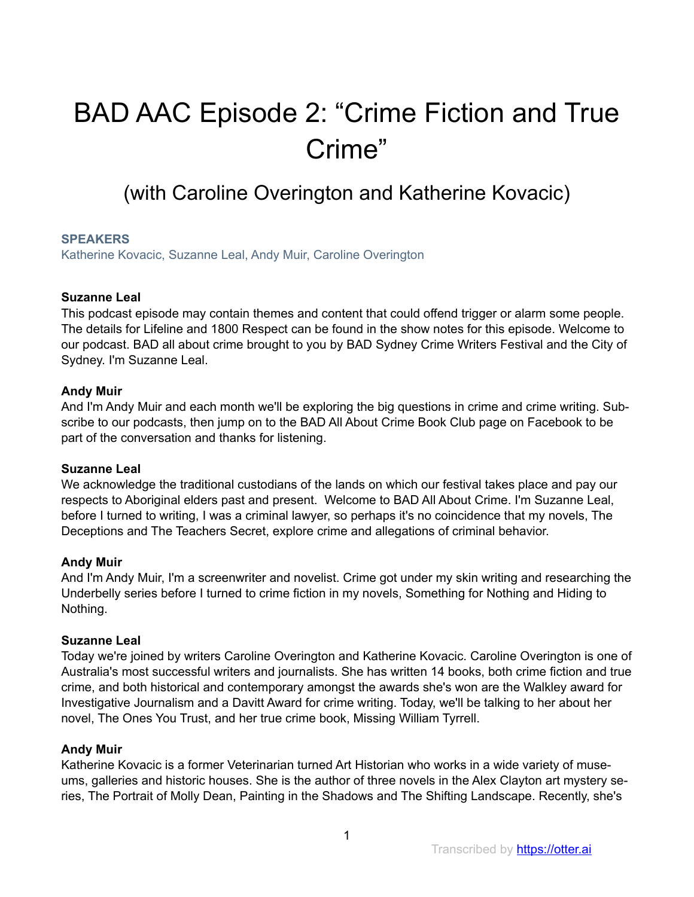# BAD AAC Episode 2: "Crime Fiction and True Crime"

## (with Caroline Overington and Katherine Kovacic)

**SPEAKERS**
Katherine Kovacic, Suzanne Leal, Andy Muir, Caroline Overington

**Suzanne Leal**
This podcast episode may contain themes and content that could offend trigger or alarm some people. The details for Lifeline and 1800 Respect can be found in the show notes for this episode. Welcome to our podcast. BAD all about crime brought to you by BAD Sydney Crime Writers Festival and the City of Sydney. I'm Suzanne Leal.

**Andy Muir**
And I'm Andy Muir and each month we'll be exploring the big questions in crime and crime writing. Subscribe to our podcasts, then jump on to the BAD All About Crime Book Club page on Facebook to be part of the conversation and thanks for listening.

**Suzanne Leal**
We acknowledge the traditional custodians of the lands on which our festival takes place and pay our respects to Aboriginal elders past and present. Welcome to BAD All About Crime. I'm Suzanne Leal, before I turned to writing, I was a criminal lawyer, so perhaps it's no coincidence that my novels, The Deceptions and The Teachers Secret, explore crime and allegations of criminal behavior.

**Andy Muir**
And I'm Andy Muir, I'm a screenwriter and novelist. Crime got under my skin writing and researching the Underbelly series before I turned to crime fiction in my novels, Something for Nothing and Hiding to Nothing.

**Suzanne Leal**
Today we're joined by writers Caroline Overington and Katherine Kovacic. Caroline Overington is one of Australia's most successful writers and journalists. She has written 14 books, both crime fiction and true crime, and both historical and contemporary amongst the awards she's won are the Walkley award for Investigative Journalism and a Davitt Award for crime writing. Today, we'll be talking to her about her novel, The Ones You Trust, and her true crime book, Missing William Tyrrell.

**Andy Muir**
Katherine Kovacic is a former Veterinarian turned Art Historian who works in a wide variety of museums, galleries and historic houses. She is the author of three novels in the Alex Clayton art mystery series, The Portrait of Molly Dean, Painting in the Shadows and The Shifting Landscape. Recently, she's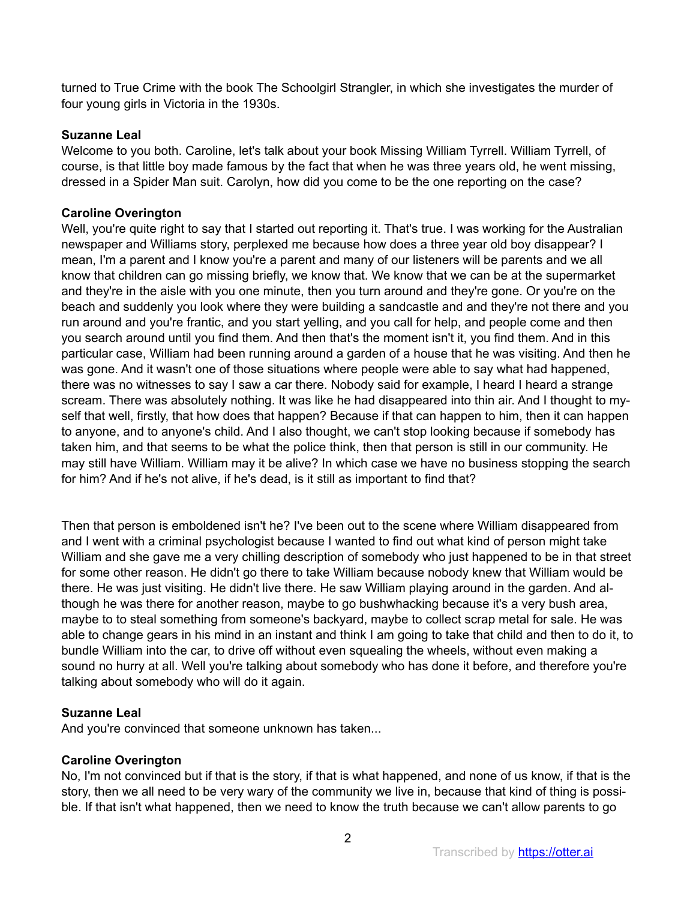turned to True Crime with the book The Schoolgirl Strangler, in which she investigates the murder of four young girls in Victoria in the 1930s.

**Suzanne Leal**
Welcome to you both. Caroline, let's talk about your book Missing William Tyrrell. William Tyrrell, of course, is that little boy made famous by the fact that when he was three years old, he went missing, dressed in a Spider Man suit. Carolyn, how did you come to be the one reporting on the case?

**Caroline Overington**
Well, you're quite right to say that I started out reporting it. That's true. I was working for the Australian newspaper and Williams story, perplexed me because how does a three year old boy disappear? I mean, I'm a parent and I know you're a parent and many of our listeners will be parents and we all know that children can go missing briefly, we know that. We know that we can be at the supermarket and they're in the aisle with you one minute, then you turn around and they're gone. Or you're on the beach and suddenly you look where they were building a sandcastle and and they're not there and you run around and you're frantic, and you start yelling, and you call for help, and people come and then you search around until you find them. And then that's the moment isn't it, you find them. And in this particular case, William had been running around a garden of a house that he was visiting. And then he was gone. And it wasn't one of those situations where people were able to say what had happened, there was no witnesses to say I saw a car there. Nobody said for example, I heard I heard a strange scream. There was absolutely nothing. It was like he had disappeared into thin air. And I thought to myself that well, firstly, that how does that happen? Because if that can happen to him, then it can happen to anyone, and to anyone's child. And I also thought, we can't stop looking because if somebody has taken him, and that seems to be what the police think, then that person is still in our community. He may still have William. William may it be alive? In which case we have no business stopping the search for him? And if he's not alive, if he's dead, is it still as important to find that?

Then that person is emboldened isn't he? I've been out to the scene where William disappeared from and I went with a criminal psychologist because I wanted to find out what kind of person might take William and she gave me a very chilling description of somebody who just happened to be in that street for some other reason. He didn't go there to take William because nobody knew that William would be there. He was just visiting. He didn't live there. He saw William playing around in the garden. And although he was there for another reason, maybe to go bushwhacking because it's a very bush area, maybe to to steal something from someone's backyard, maybe to collect scrap metal for sale. He was able to change gears in his mind in an instant and think I am going to take that child and then to do it, to bundle William into the car, to drive off without even squealing the wheels, without even making a sound no hurry at all. Well you're talking about somebody who has done it before, and therefore you're talking about somebody who will do it again.

**Suzanne Leal**
And you're convinced that someone unknown has taken...

**Caroline Overington**
No, I'm not convinced but if that is the story, if that is what happened, and none of us know, if that is the story, then we all need to be very wary of the community we live in, because that kind of thing is possible. If that isn't what happened, then we need to know the truth because we can't allow parents to go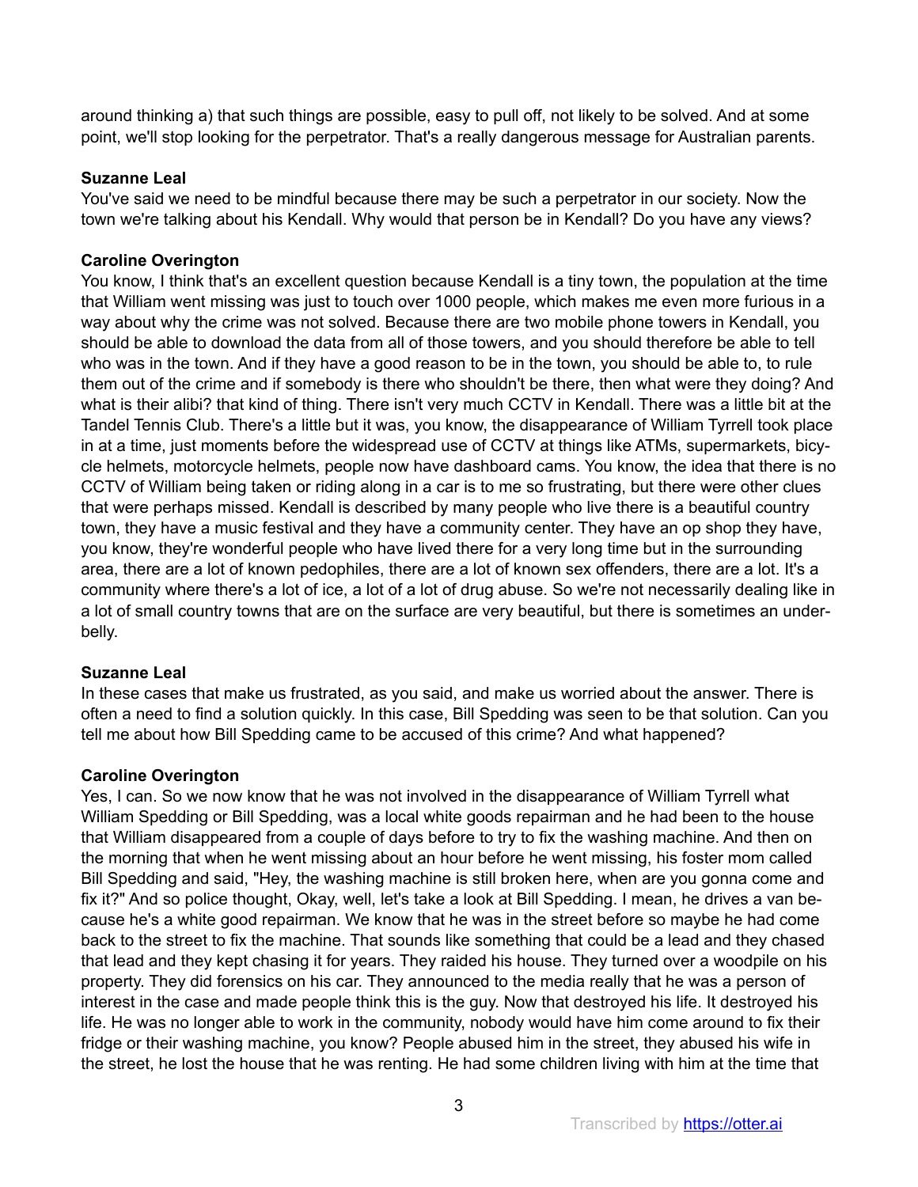around thinking a) that such things are possible, easy to pull off, not likely to be solved. And at some point, we'll stop looking for the perpetrator. That's a really dangerous message for Australian parents.

**Suzanne Leal**
You've said we need to be mindful because there may be such a perpetrator in our society. Now the town we're talking about his Kendall. Why would that person be in Kendall? Do you have any views?

**Caroline Overington**
You know, I think that's an excellent question because Kendall is a tiny town, the population at the time that William went missing was just to touch over 1000 people, which makes me even more furious in a way about why the crime was not solved. Because there are two mobile phone towers in Kendall, you should be able to download the data from all of those towers, and you should therefore be able to tell who was in the town. And if they have a good reason to be in the town, you should be able to, to rule them out of the crime and if somebody is there who shouldn't be there, then what were they doing? And what is their alibi? that kind of thing. There isn't very much CCTV in Kendall. There was a little bit at the Tandel Tennis Club. There's a little but it was, you know, the disappearance of William Tyrrell took place in at a time, just moments before the widespread use of CCTV at things like ATMs, supermarkets, bicycle helmets, motorcycle helmets, people now have dashboard cams. You know, the idea that there is no CCTV of William being taken or riding along in a car is to me so frustrating, but there were other clues that were perhaps missed. Kendall is described by many people who live there is a beautiful country town, they have a music festival and they have a community center. They have an op shop they have, you know, they're wonderful people who have lived there for a very long time but in the surrounding area, there are a lot of known pedophiles, there are a lot of known sex offenders, there are a lot. It's a community where there's a lot of ice, a lot of a lot of drug abuse. So we're not necessarily dealing like in a lot of small country towns that are on the surface are very beautiful, but there is sometimes an underbelly.

**Suzanne Leal**
In these cases that make us frustrated, as you said, and make us worried about the answer. There is often a need to find a solution quickly. In this case, Bill Spedding was seen to be that solution. Can you tell me about how Bill Spedding came to be accused of this crime? And what happened?

**Caroline Overington**
Yes, I can. So we now know that he was not involved in the disappearance of William Tyrrell what William Spedding or Bill Spedding, was a local white goods repairman and he had been to the house that William disappeared from a couple of days before to try to fix the washing machine. And then on the morning that when he went missing about an hour before he went missing, his foster mom called Bill Spedding and said, "Hey, the washing machine is still broken here, when are you gonna come and fix it?" And so police thought, Okay, well, let's take a look at Bill Spedding. I mean, he drives a van because he's a white good repairman. We know that he was in the street before so maybe he had come back to the street to fix the machine. That sounds like something that could be a lead and they chased that lead and they kept chasing it for years. They raided his house. They turned over a woodpile on his property. They did forensics on his car. They announced to the media really that he was a person of interest in the case and made people think this is the guy. Now that destroyed his life. It destroyed his life. He was no longer able to work in the community, nobody would have him come around to fix their fridge or their washing machine, you know? People abused him in the street, they abused his wife in the street, he lost the house that he was renting. He had some children living with him at the time that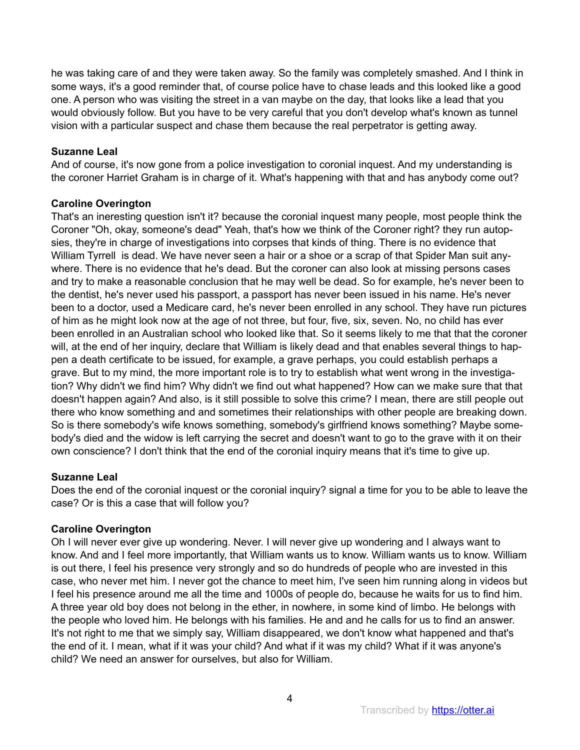he was taking care of and they were taken away. So the family was completely smashed. And I think in some ways, it's a good reminder that, of course police have to chase leads and this looked like a good one. A person who was visiting the street in a van maybe on the day, that looks like a lead that you would obviously follow. But you have to be very careful that you don't develop what's known as tunnel vision with a particular suspect and chase them because the real perpetrator is getting away.

**Suzanne Leal**
And of course, it's now gone from a police investigation to coronial inquest. And my understanding is the coroner Harriet Graham is in charge of it. What's happening with that and has anybody come out?

**Caroline Overington**
That's an ineresting question isn't it? because the coronial inquest many people, most people think the Coroner "Oh, okay, someone's dead" Yeah, that's how we think of the Coroner right? they run autopsies, they're in charge of investigations into corpses that kinds of thing. There is no evidence that William Tyrrell is dead. We have never seen a hair or a shoe or a scrap of that Spider Man suit anywhere. There is no evidence that he's dead. But the coroner can also look at missing persons cases and try to make a reasonable conclusion that he may well be dead. So for example, he's never been to the dentist, he's never used his passport, a passport has never been issued in his name. He's never been to a doctor, used a Medicare card, he's never been enrolled in any school. They have run pictures of him as he might look now at the age of not three, but four, five, six, seven. No, no child has ever been enrolled in an Australian school who looked like that. So it seems likely to me that that the coroner will, at the end of her inquiry, declare that William is likely dead and that enables several things to happen a death certificate to be issued, for example, a grave perhaps, you could establish perhaps a grave. But to my mind, the more important role is to try to establish what went wrong in the investigation? Why didn't we find him? Why didn't we find out what happened? How can we make sure that that doesn't happen again? And also, is it still possible to solve this crime? I mean, there are still people out there who know something and and sometimes their relationships with other people are breaking down. So is there somebody's wife knows something, somebody's girlfriend knows something? Maybe somebody's died and the widow is left carrying the secret and doesn't want to go to the grave with it on their own conscience? I don't think that the end of the coronial inquiry means that it's time to give up.

**Suzanne Leal**
Does the end of the coronial inquest or the coronial inquiry? signal a time for you to be able to leave the case? Or is this a case that will follow you?

**Caroline Overington**
Oh I will never ever give up wondering. Never. I will never give up wondering and I always want to know. And and I feel more importantly, that William wants us to know. William wants us to know. William is out there, I feel his presence very strongly and so do hundreds of people who are invested in this case, who never met him. I never got the chance to meet him, I've seen him running along in videos but I feel his presence around me all the time and 1000s of people do, because he waits for us to find him. A three year old boy does not belong in the ether, in nowhere, in some kind of limbo. He belongs with the people who loved him. He belongs with his families. He and and he calls for us to find an answer. It's not right to me that we simply say, William disappeared, we don't know what happened and that's the end of it. I mean, what if it was your child? And what if it was my child? What if it was anyone's child? We need an answer for ourselves, but also for William.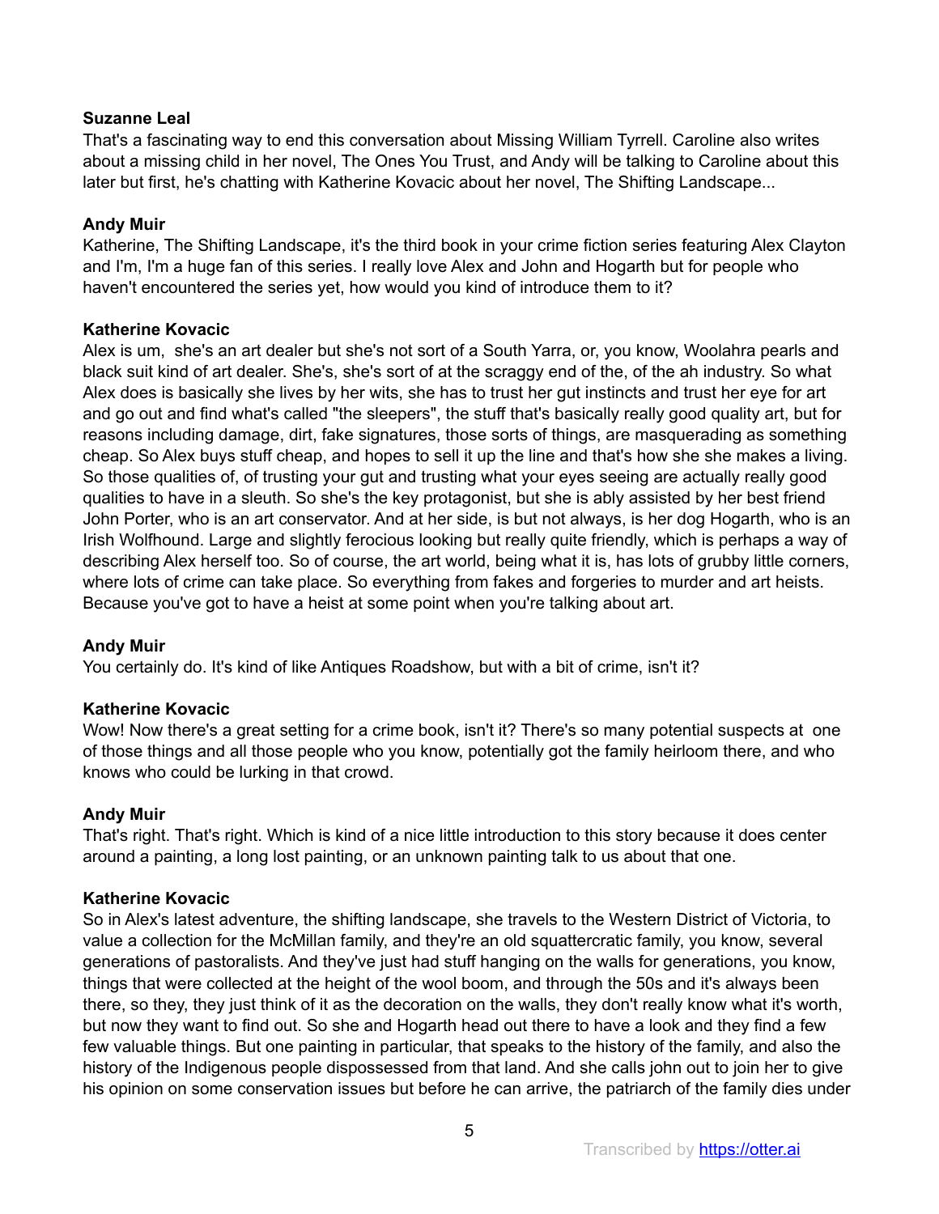**Suzanne Leal**
That's a fascinating way to end this conversation about Missing William Tyrrell. Caroline also writes about a missing child in her novel, The Ones You Trust, and Andy will be talking to Caroline about this later but first, he's chatting with Katherine Kovacic about her novel, The Shifting Landscape...

**Andy Muir**
Katherine, The Shifting Landscape, it's the third book in your crime fiction series featuring Alex Clayton and I'm, I'm a huge fan of this series. I really love Alex and John and Hogarth but for people who haven't encountered the series yet, how would you kind of introduce them to it?

**Katherine Kovacic**
Alex is um, she's an art dealer but she's not sort of a South Yarra, or, you know, Woolahra pearls and black suit kind of art dealer. She's, she's sort of at the scraggy end of the, of the ah industry. So what Alex does is basically she lives by her wits, she has to trust her gut instincts and trust her eye for art and go out and find what's called "the sleepers", the stuff that's basically really good quality art, but for reasons including damage, dirt, fake signatures, those sorts of things, are masquerading as something cheap. So Alex buys stuff cheap, and hopes to sell it up the line and that's how she she makes a living. So those qualities of, of trusting your gut and trusting what your eyes seeing are actually really good qualities to have in a sleuth. So she's the key protagonist, but she is ably assisted by her best friend John Porter, who is an art conservator. And at her side, is but not always, is her dog Hogarth, who is an Irish Wolfhound. Large and slightly ferocious looking but really quite friendly, which is perhaps a way of describing Alex herself too. So of course, the art world, being what it is, has lots of grubby little corners, where lots of crime can take place. So everything from fakes and forgeries to murder and art heists. Because you've got to have a heist at some point when you're talking about art.

**Andy Muir**
You certainly do. It's kind of like Antiques Roadshow, but with a bit of crime, isn't it?

**Katherine Kovacic**
Wow! Now there's a great setting for a crime book, isn't it? There's so many potential suspects at one of those things and all those people who you know, potentially got the family heirloom there, and who knows who could be lurking in that crowd.

**Andy Muir**
That's right. That's right. Which is kind of a nice little introduction to this story because it does center around a painting, a long lost painting, or an unknown painting talk to us about that one.

**Katherine Kovacic**
So in Alex's latest adventure, the shifting landscape, she travels to the Western District of Victoria, to value a collection for the McMillan family, and they're an old squattercratic family, you know, several generations of pastoralists. And they've just had stuff hanging on the walls for generations, you know, things that were collected at the height of the wool boom, and through the 50s and it's always been there, so they, they just think of it as the decoration on the walls, they don't really know what it's worth, but now they want to find out. So she and Hogarth head out there to have a look and they find a few few valuable things. But one painting in particular, that speaks to the history of the family, and also the history of the Indigenous people dispossessed from that land. And she calls john out to join her to give his opinion on some conservation issues but before he can arrive, the patriarch of the family dies under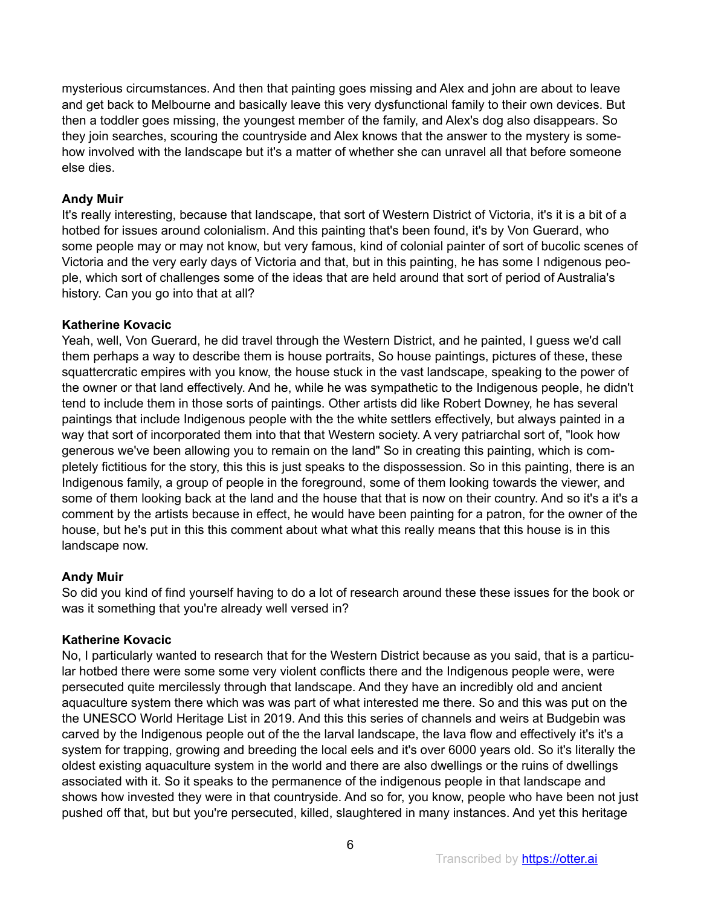mysterious circumstances. And then that painting goes missing and Alex and john are about to leave and get back to Melbourne and basically leave this very dysfunctional family to their own devices. But then a toddler goes missing, the youngest member of the family, and Alex's dog also disappears. So they join searches, scouring the countryside and Alex knows that the answer to the mystery is somehow involved with the landscape but it's a matter of whether she can unravel all that before someone else dies.

**Andy Muir**
It's really interesting, because that landscape, that sort of Western District of Victoria, it's it is a bit of a hotbed for issues around colonialism. And this painting that's been found, it's by Von Guerard, who some people may or may not know, but very famous, kind of colonial painter of sort of bucolic scenes of Victoria and the very early days of Victoria and that, but in this painting, he has some I ndigenous people, which sort of challenges some of the ideas that are held around that sort of period of Australia's history. Can you go into that at all?

**Katherine Kovacic**
Yeah, well, Von Guerard, he did travel through the Western District, and he painted, I guess we'd call them perhaps a way to describe them is house portraits, So house paintings, pictures of these, these squattercratic empires with you know, the house stuck in the vast landscape, speaking to the power of the owner or that land effectively. And he, while he was sympathetic to the Indigenous people, he didn't tend to include them in those sorts of paintings. Other artists did like Robert Downey, he has several paintings that include Indigenous people with the the white settlers effectively, but always painted in a way that sort of incorporated them into that that Western society. A very patriarchal sort of, "look how generous we've been allowing you to remain on the land" So in creating this painting, which is completely fictitious for the story, this this is just speaks to the dispossession. So in this painting, there is an Indigenous family, a group of people in the foreground, some of them looking towards the viewer, and some of them looking back at the land and the house that that is now on their country. And so it's a it's a comment by the artists because in effect, he would have been painting for a patron, for the owner of the house, but he's put in this this comment about what what this really means that this house is in this landscape now.

**Andy Muir**
So did you kind of find yourself having to do a lot of research around these these issues for the book or was it something that you're already well versed in?

**Katherine Kovacic**
No, I particularly wanted to research that for the Western District because as you said, that is a particular hotbed there were some some very violent conflicts there and the Indigenous people were, were persecuted quite mercilessly through that landscape. And they have an incredibly old and ancient aquaculture system there which was was part of what interested me there. So and this was put on the the UNESCO World Heritage List in 2019. And this this series of channels and weirs at Budgebin was carved by the Indigenous people out of the the larval landscape, the lava flow and effectively it's it's a system for trapping, growing and breeding the local eels and it's over 6000 years old. So it's literally the oldest existing aquaculture system in the world and there are also dwellings or the ruins of dwellings associated with it. So it speaks to the permanence of the indigenous people in that landscape and shows how invested they were in that countryside. And so for, you know, people who have been not just pushed off that, but but you're persecuted, killed, slaughtered in many instances. And yet this heritage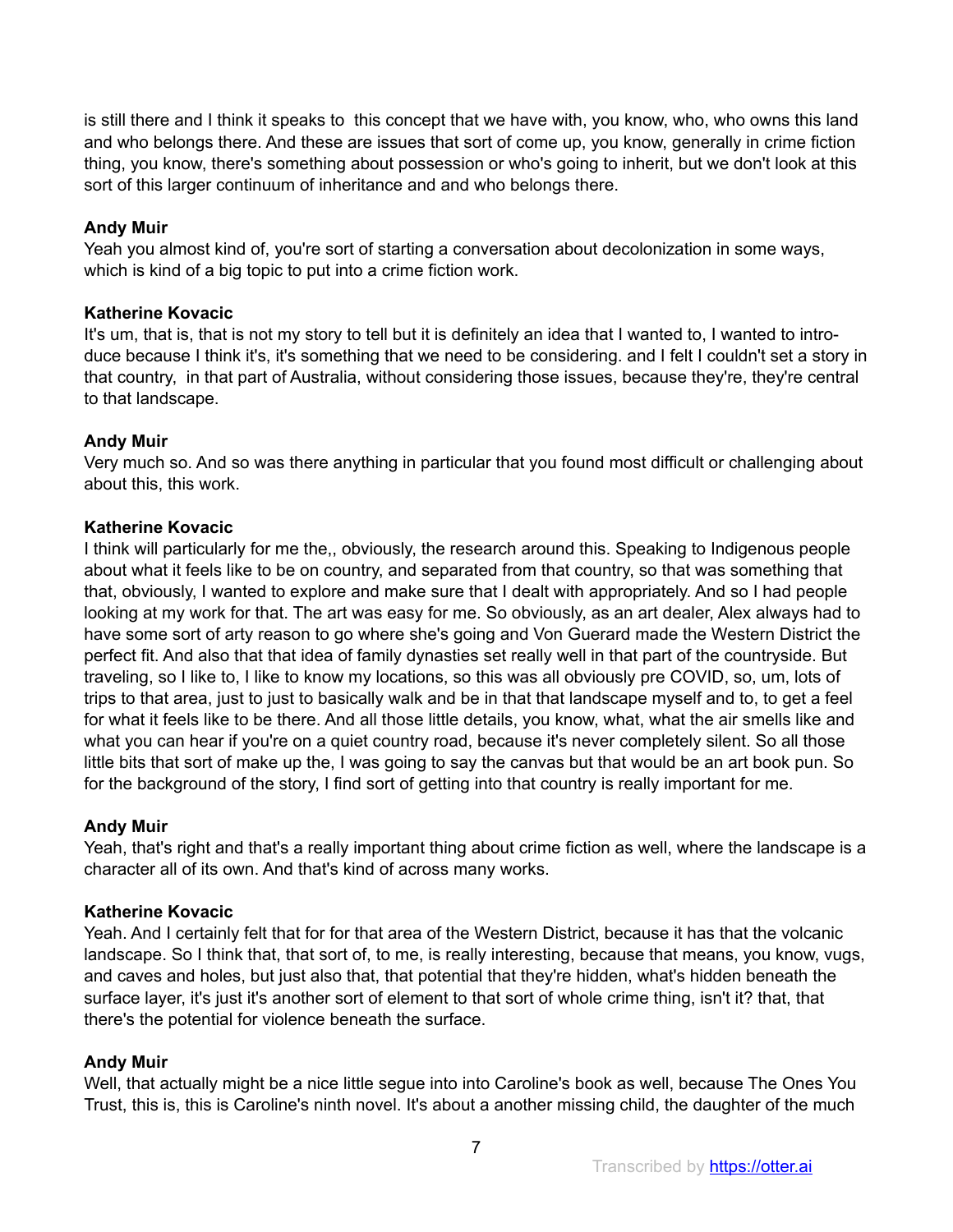is still there and I think it speaks to this concept that we have with, you know, who, who owns this land and who belongs there. And these are issues that sort of come up, you know, generally in crime fiction thing, you know, there's something about possession or who's going to inherit, but we don't look at this sort of this larger continuum of inheritance and and who belongs there.

**Andy Muir**
Yeah you almost kind of, you're sort of starting a conversation about decolonization in some ways, which is kind of a big topic to put into a crime fiction work.

**Katherine Kovacic**
It's um, that is, that is not my story to tell but it is definitely an idea that I wanted to, I wanted to introduce because I think it's, it's something that we need to be considering. and I felt I couldn't set a story in that country, in that part of Australia, without considering those issues, because they're, they're central to that landscape.

**Andy Muir**
Very much so. And so was there anything in particular that you found most difficult or challenging about about this, this work.

**Katherine Kovacic**
I think will particularly for me the,, obviously, the research around this. Speaking to Indigenous people about what it feels like to be on country, and separated from that country, so that was something that that, obviously, I wanted to explore and make sure that I dealt with appropriately. And so I had people looking at my work for that. The art was easy for me. So obviously, as an art dealer, Alex always had to have some sort of arty reason to go where she's going and Von Guerard made the Western District the perfect fit. And also that that idea of family dynasties set really well in that part of the countryside. But traveling, so I like to, I like to know my locations, so this was all obviously pre COVID, so, um, lots of trips to that area, just to just to basically walk and be in that that landscape myself and to, to get a feel for what it feels like to be there. And all those little details, you know, what, what the air smells like and what you can hear if you're on a quiet country road, because it's never completely silent. So all those little bits that sort of make up the, I was going to say the canvas but that would be an art book pun. So for the background of the story, I find sort of getting into that country is really important for me.

**Andy Muir**
Yeah, that's right and that's a really important thing about crime fiction as well, where the landscape is a character all of its own. And that's kind of across many works.

**Katherine Kovacic**
Yeah. And I certainly felt that for for that area of the Western District, because it has that the volcanic landscape. So I think that, that sort of, to me, is really interesting, because that means, you know, vugs, and caves and holes, but just also that, that potential that they're hidden, what's hidden beneath the surface layer, it's just it's another sort of element to that sort of whole crime thing, isn't it? that, that there's the potential for violence beneath the surface.

**Andy Muir**
Well, that actually might be a nice little segue into into Caroline's book as well, because The Ones You Trust, this is, this is Caroline's ninth novel. It's about a another missing child, the daughter of the much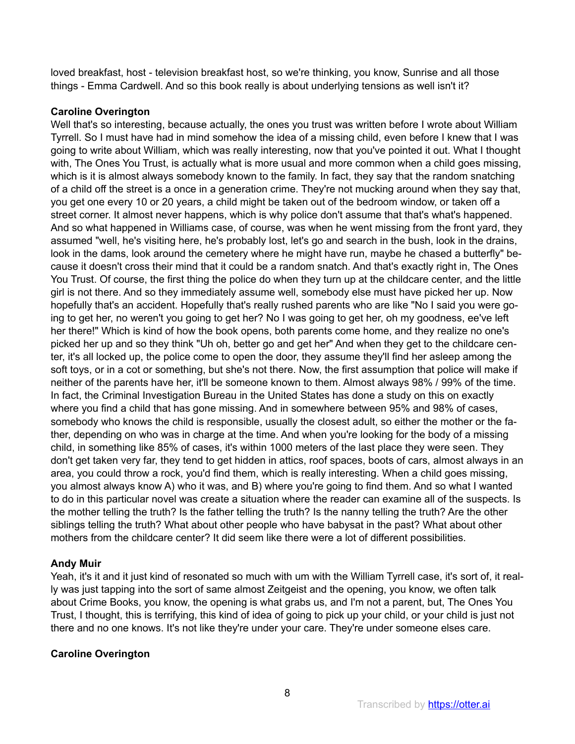loved breakfast, host - television breakfast host, so we're thinking, you know, Sunrise and all those things - Emma Cardwell. And so this book really is about underlying tensions as well isn't it?

**Caroline Overington**

Well that's so interesting, because actually, the ones you trust was written before I wrote about William Tyrrell. So I must have had in mind somehow the idea of a missing child, even before I knew that I was going to write about William, which was really interesting, now that you've pointed it out. What I thought with, The Ones You Trust, is actually what is more usual and more common when a child goes missing, which is it is almost always somebody known to the family. In fact, they say that the random snatching of a child off the street is a once in a generation crime. They're not mucking around when they say that, you get one every 10 or 20 years, a child might be taken out of the bedroom window, or taken off a street corner. It almost never happens, which is why police don't assume that that's what's happened. And so what happened in Williams case, of course, was when he went missing from the front yard, they assumed "well, he's visiting here, he's probably lost, let's go and search in the bush, look in the drains, look in the dams, look around the cemetery where he might have run, maybe he chased a butterfly" because it doesn't cross their mind that it could be a random snatch. And that's exactly right in, The Ones You Trust. Of course, the first thing the police do when they turn up at the childcare center, and the little girl is not there. And so they immediately assume well, somebody else must have picked her up. Now hopefully that's an accident. Hopefully that's really rushed parents who are like "No I said you were going to get her, no weren't you going to get her? No I was going to get her, oh my goodness, ee've left her there!" Which is kind of how the book opens, both parents come home, and they realize no one's picked her up and so they think "Uh oh, better go and get her" And when they get to the childcare center, it's all locked up, the police come to open the door, they assume they'll find her asleep among the soft toys, or in a cot or something, but she's not there. Now, the first assumption that police will make if neither of the parents have her, it'll be someone known to them. Almost always 98% / 99% of the time. In fact, the Criminal Investigation Bureau in the United States has done a study on this on exactly where you find a child that has gone missing. And in somewhere between 95% and 98% of cases, somebody who knows the child is responsible, usually the closest adult, so either the mother or the father, depending on who was in charge at the time. And when you're looking for the body of a missing child, in something like 85% of cases, it's within 1000 meters of the last place they were seen. They don't get taken very far, they tend to get hidden in attics, roof spaces, boots of cars, almost always in an area, you could throw a rock, you'd find them, which is really interesting. When a child goes missing, you almost always know A) who it was, and B) where you're going to find them. And so what I wanted to do in this particular novel was create a situation where the reader can examine all of the suspects. Is the mother telling the truth? Is the father telling the truth? Is the nanny telling the truth? Are the other siblings telling the truth? What about other people who have babysat in the past? What about other mothers from the childcare center? It did seem like there were a lot of different possibilities.

**Andy Muir**

Yeah, it's it and it just kind of resonated so much with um with the William Tyrrell case, it's sort of, it really was just tapping into the sort of same almost Zeitgeist and the opening, you know, we often talk about Crime Books, you know, the opening is what grabs us, and I'm not a parent, but, The Ones You Trust, I thought, this is terrifying, this kind of idea of going to pick up your child, or your child is just not there and no one knows. It's not like they're under your care. They're under someone elses care.

**Caroline Overington**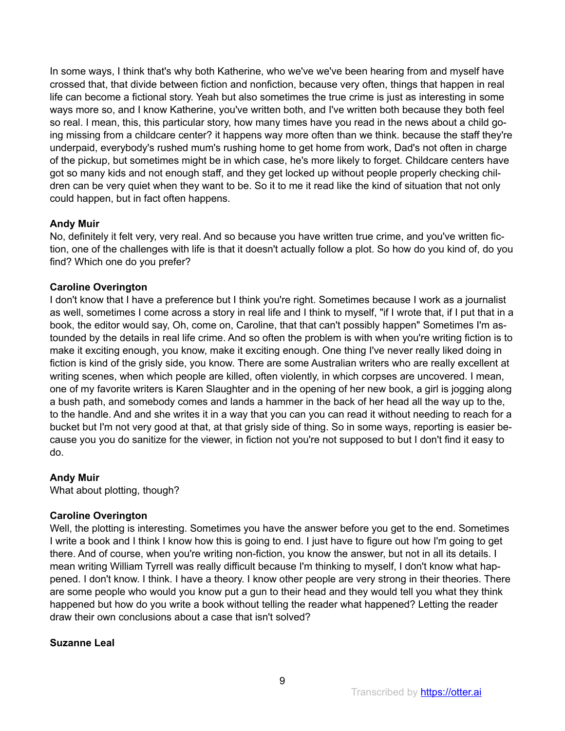In some ways, I think that's why both Katherine, who we've we've been hearing from and myself have crossed that, that divide between fiction and nonfiction, because very often, things that happen in real life can become a fictional story. Yeah but also sometimes the true crime is just as interesting in some ways more so, and I know Katherine, you've written both, and I've written both because they both feel so real. I mean, this, this particular story, how many times have you read in the news about a child going missing from a childcare center? it happens way more often than we think. because the staff they're underpaid, everybody's rushed mum's rushing home to get home from work, Dad's not often in charge of the pickup, but sometimes might be in which case, he's more likely to forget. Childcare centers have got so many kids and not enough staff, and they get locked up without people properly checking children can be very quiet when they want to be. So it to me it read like the kind of situation that not only could happen, but in fact often happens.

**Andy Muir**
No, definitely it felt very, very real. And so because you have written true crime, and you've written fiction, one of the challenges with life is that it doesn't actually follow a plot. So how do you kind of, do you find? Which one do you prefer?

**Caroline Overington**
I don't know that I have a preference but I think you're right. Sometimes because I work as a journalist as well, sometimes I come across a story in real life and I think to myself, "if I wrote that, if I put that in a book, the editor would say, Oh, come on, Caroline, that that can't possibly happen" Sometimes I'm astounded by the details in real life crime. And so often the problem is with when you're writing fiction is to make it exciting enough, you know, make it exciting enough. One thing I've never really liked doing in fiction is kind of the grisly side, you know. There are some Australian writers who are really excellent at writing scenes, when which people are killed, often violently, in which corpses are uncovered. I mean, one of my favorite writers is Karen Slaughter and in the opening of her new book, a girl is jogging along a bush path, and somebody comes and lands a hammer in the back of her head all the way up to the, to the handle. And and she writes it in a way that you can you can read it without needing to reach for a bucket but I'm not very good at that, at that grisly side of thing. So in some ways, reporting is easier because you you do sanitize for the viewer, in fiction not you're not supposed to but I don't find it easy to do.

**Andy Muir**
What about plotting, though?

**Caroline Overington**
Well, the plotting is interesting. Sometimes you have the answer before you get to the end. Sometimes I write a book and I think I know how this is going to end. I just have to figure out how I'm going to get there. And of course, when you're writing non-fiction, you know the answer, but not in all its details. I mean writing William Tyrrell was really difficult because I'm thinking to myself, I don't know what happened. I don't know. I think. I have a theory. I know other people are very strong in their theories. There are some people who would you know put a gun to their head and they would tell you what they think happened but how do you write a book without telling the reader what happened? Letting the reader draw their own conclusions about a case that isn't solved?

**Suzanne Leal**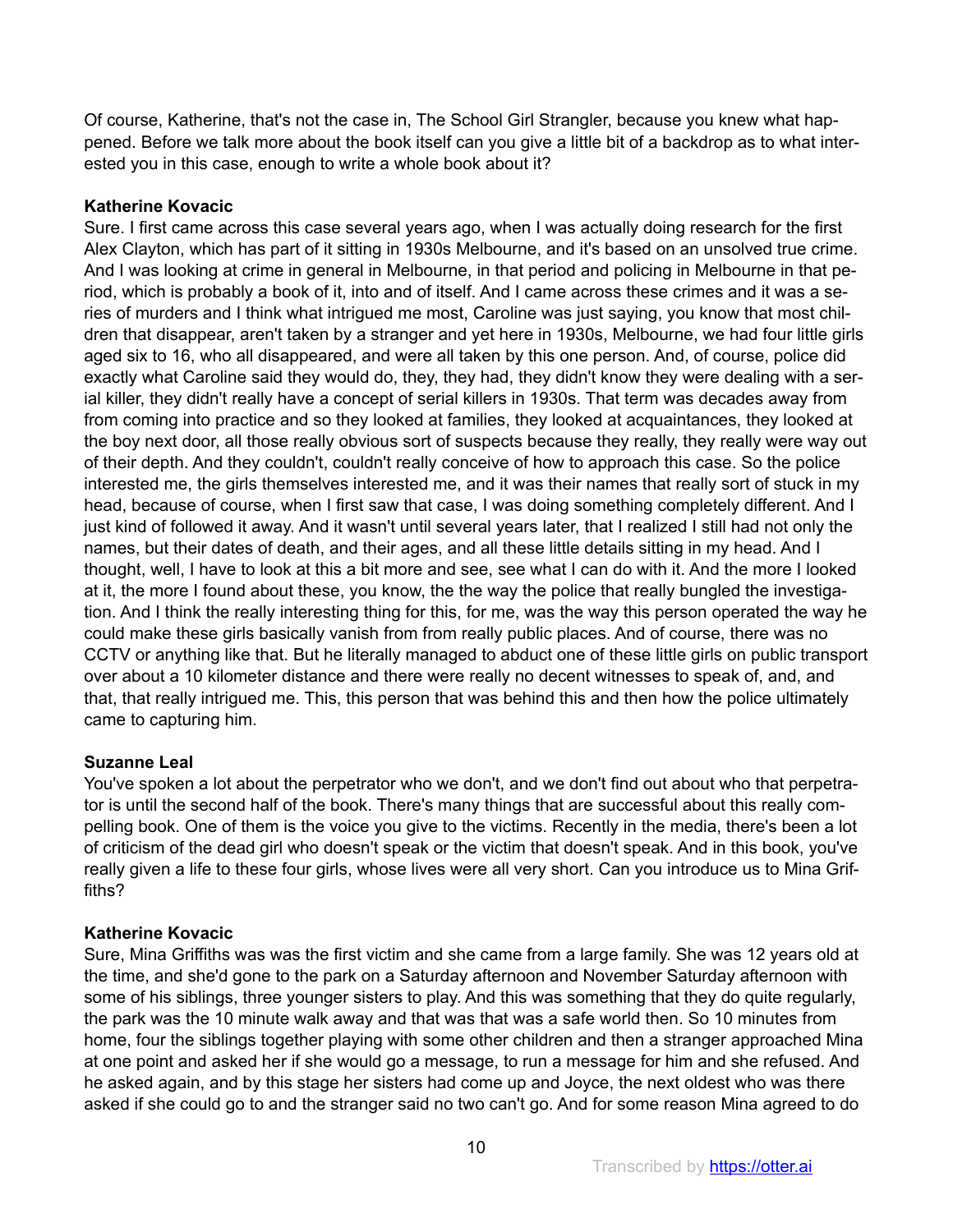Of course, Katherine, that's not the case in, The School Girl Strangler, because you knew what happened. Before we talk more about the book itself can you give a little bit of a backdrop as to what interested you in this case, enough to write a whole book about it?

**Katherine Kovacic**

Sure. I first came across this case several years ago, when I was actually doing research for the first Alex Clayton, which has part of it sitting in 1930s Melbourne, and it's based on an unsolved true crime. And I was looking at crime in general in Melbourne, in that period and policing in Melbourne in that period, which is probably a book of it, into and of itself. And I came across these crimes and it was a series of murders and I think what intrigued me most, Caroline was just saying, you know that most children that disappear, aren't taken by a stranger and yet here in 1930s, Melbourne, we had four little girls aged six to 16, who all disappeared, and were all taken by this one person. And, of course, police did exactly what Caroline said they would do, they, they had, they didn't know they were dealing with a serial killer, they didn't really have a concept of serial killers in 1930s. That term was decades away from from coming into practice and so they looked at families, they looked at acquaintances, they looked at the boy next door, all those really obvious sort of suspects because they really, they really were way out of their depth. And they couldn't, couldn't really conceive of how to approach this case. So the police interested me, the girls themselves interested me, and it was their names that really sort of stuck in my head, because of course, when I first saw that case, I was doing something completely different. And I just kind of followed it away. And it wasn't until several years later, that I realized I still had not only the names, but their dates of death, and their ages, and all these little details sitting in my head. And I thought, well, I have to look at this a bit more and see, see what I can do with it. And the more I looked at it, the more I found about these, you know, the the way the police that really bungled the investigation. And I think the really interesting thing for this, for me, was the way this person operated the way he could make these girls basically vanish from from really public places. And of course, there was no CCTV or anything like that. But he literally managed to abduct one of these little girls on public transport over about a 10 kilometer distance and there were really no decent witnesses to speak of, and, and that, that really intrigued me. This, this person that was behind this and then how the police ultimately came to capturing him.

**Suzanne Leal**

You've spoken a lot about the perpetrator who we don't, and we don't find out about who that perpetrator is until the second half of the book. There's many things that are successful about this really compelling book. One of them is the voice you give to the victims. Recently in the media, there's been a lot of criticism of the dead girl who doesn't speak or the victim that doesn't speak. And in this book, you've really given a life to these four girls, whose lives were all very short. Can you introduce us to Mina Griffiths?

**Katherine Kovacic**

Sure, Mina Griffiths was was the first victim and she came from a large family. She was 12 years old at the time, and she'd gone to the park on a Saturday afternoon and November Saturday afternoon with some of his siblings, three younger sisters to play. And this was something that they do quite regularly, the park was the 10 minute walk away and that was that was a safe world then. So 10 minutes from home, four the siblings together playing with some other children and then a stranger approached Mina at one point and asked her if she would go a message, to run a message for him and she refused. And he asked again, and by this stage her sisters had come up and Joyce, the next oldest who was there asked if she could go to and the stranger said no two can't go. And for some reason Mina agreed to do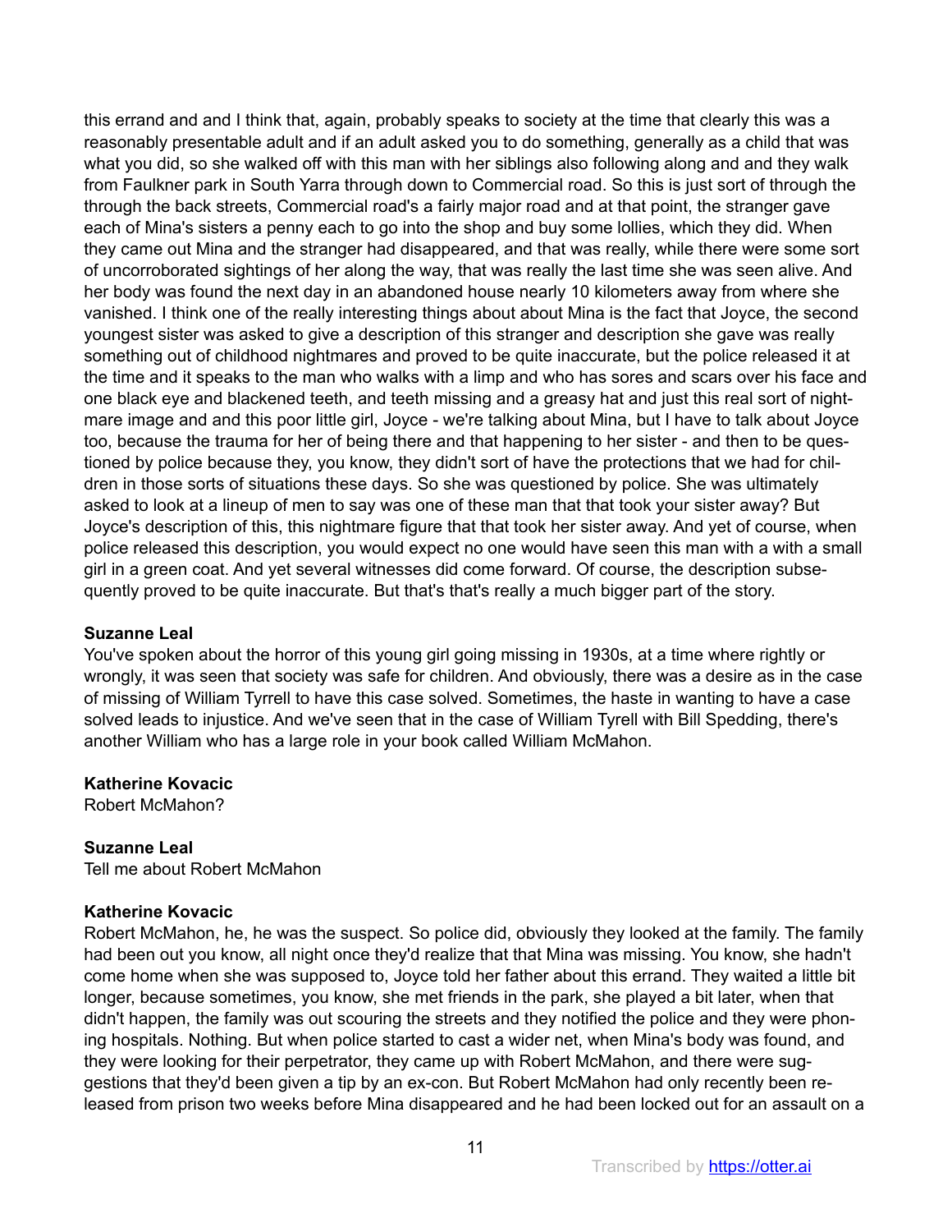this errand and and I think that, again, probably speaks to society at the time that clearly this was a reasonably presentable adult and if an adult asked you to do something, generally as a child that was what you did, so she walked off with this man with her siblings also following along and and they walk from Faulkner park in South Yarra through down to Commercial road. So this is just sort of through the through the back streets, Commercial road's a fairly major road and at that point, the stranger gave each of Mina's sisters a penny each to go into the shop and buy some lollies, which they did. When they came out Mina and the stranger had disappeared, and that was really, while there were some sort of uncorroborated sightings of her along the way, that was really the last time she was seen alive. And her body was found the next day in an abandoned house nearly 10 kilometers away from where she vanished. I think one of the really interesting things about about Mina is the fact that Joyce, the second youngest sister was asked to give a description of this stranger and description she gave was really something out of childhood nightmares and proved to be quite inaccurate, but the police released it at the time and it speaks to the man who walks with a limp and who has sores and scars over his face and one black eye and blackened teeth, and teeth missing and a greasy hat and just this real sort of nightmare image and and this poor little girl, Joyce - we're talking about Mina, but I have to talk about Joyce too, because the trauma for her of being there and that happening to her sister - and then to be questioned by police because they, you know, they didn't sort of have the protections that we had for children in those sorts of situations these days. So she was questioned by police. She was ultimately asked to look at a lineup of men to say was one of these man that that took your sister away? But Joyce's description of this, this nightmare figure that that took her sister away. And yet of course, when police released this description, you would expect no one would have seen this man with a with a small girl in a green coat. And yet several witnesses did come forward. Of course, the description subsequently proved to be quite inaccurate. But that's that's really a much bigger part of the story.

**Suzanne Leal**
You've spoken about the horror of this young girl going missing in 1930s, at a time where rightly or wrongly, it was seen that society was safe for children. And obviously, there was a desire as in the case of missing of William Tyrrell to have this case solved. Sometimes, the haste in wanting to have a case solved leads to injustice. And we've seen that in the case of William Tyrell with Bill Spedding, there's another William who has a large role in your book called William McMahon.

**Katherine Kovacic**
Robert McMahon?

**Suzanne Leal**
Tell me about Robert McMahon

**Katherine Kovacic**
Robert McMahon, he, he was the suspect. So police did, obviously they looked at the family. The family had been out you know, all night once they'd realize that that Mina was missing. You know, she hadn't come home when she was supposed to, Joyce told her father about this errand. They waited a little bit longer, because sometimes, you know, she met friends in the park, she played a bit later, when that didn't happen, the family was out scouring the streets and they notified the police and they were phoning hospitals. Nothing. But when police started to cast a wider net, when Mina's body was found, and they were looking for their perpetrator, they came up with Robert McMahon, and there were suggestions that they'd been given a tip by an ex-con. But Robert McMahon had only recently been released from prison two weeks before Mina disappeared and he had been locked out for an assault on a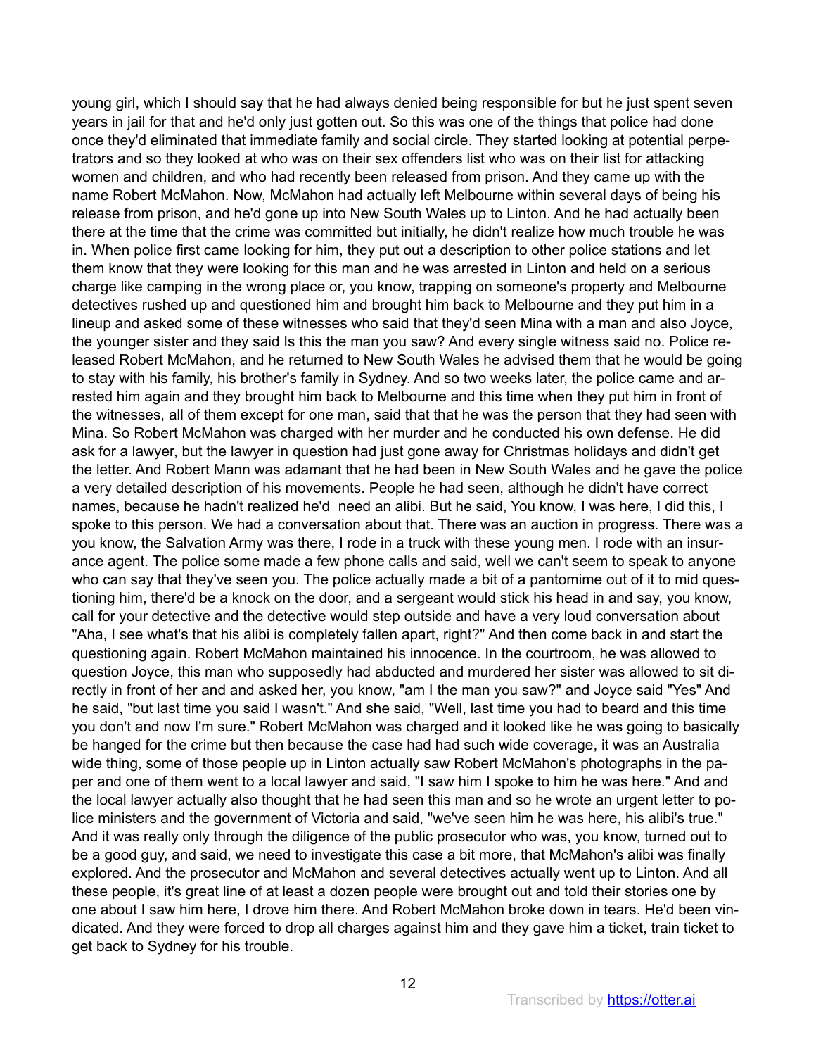young girl, which I should say that he had always denied being responsible for but he just spent seven years in jail for that and he'd only just gotten out. So this was one of the things that police had done once they'd eliminated that immediate family and social circle. They started looking at potential perpetrators and so they looked at who was on their sex offenders list who was on their list for attacking women and children, and who had recently been released from prison. And they came up with the name Robert McMahon. Now, McMahon had actually left Melbourne within several days of being his release from prison, and he'd gone up into New South Wales up to Linton. And he had actually been there at the time that the crime was committed but initially, he didn't realize how much trouble he was in. When police first came looking for him, they put out a description to other police stations and let them know that they were looking for this man and he was arrested in Linton and held on a serious charge like camping in the wrong place or, you know, trapping on someone's property and Melbourne detectives rushed up and questioned him and brought him back to Melbourne and they put him in a lineup and asked some of these witnesses who said that they'd seen Mina with a man and also Joyce, the younger sister and they said Is this the man you saw? And every single witness said no. Police released Robert McMahon, and he returned to New South Wales he advised them that he would be going to stay with his family, his brother's family in Sydney. And so two weeks later, the police came and arrested him again and they brought him back to Melbourne and this time when they put him in front of the witnesses, all of them except for one man, said that that he was the person that they had seen with Mina. So Robert McMahon was charged with her murder and he conducted his own defense. He did ask for a lawyer, but the lawyer in question had just gone away for Christmas holidays and didn't get the letter. And Robert Mann was adamant that he had been in New South Wales and he gave the police a very detailed description of his movements. People he had seen, although he didn't have correct names, because he hadn't realized he'd need an alibi. But he said, You know, I was here, I did this, I spoke to this person. We had a conversation about that. There was an auction in progress. There was a you know, the Salvation Army was there, I rode in a truck with these young men. I rode with an insurance agent. The police some made a few phone calls and said, well we can't seem to speak to anyone who can say that they've seen you. The police actually made a bit of a pantomime out of it to mid questioning him, there'd be a knock on the door, and a sergeant would stick his head in and say, you know, call for your detective and the detective would step outside and have a very loud conversation about "Aha, I see what's that his alibi is completely fallen apart, right?" And then come back in and start the questioning again. Robert McMahon maintained his innocence. In the courtroom, he was allowed to question Joyce, this man who supposedly had abducted and murdered her sister was allowed to sit directly in front of her and and asked her, you know, "am I the man you saw?" and Joyce said "Yes" And he said, "but last time you said I wasn't." And she said, "Well, last time you had to beard and this time you don't and now I'm sure." Robert McMahon was charged and it looked like he was going to basically be hanged for the crime but then because the case had had such wide coverage, it was an Australia wide thing, some of those people up in Linton actually saw Robert McMahon's photographs in the paper and one of them went to a local lawyer and said, "I saw him I spoke to him he was here." And and the local lawyer actually also thought that he had seen this man and so he wrote an urgent letter to police ministers and the government of Victoria and said, "we've seen him he was here, his alibi's true." And it was really only through the diligence of the public prosecutor who was, you know, turned out to be a good guy, and said, we need to investigate this case a bit more, that McMahon's alibi was finally explored. And the prosecutor and McMahon and several detectives actually went up to Linton. And all these people, it's great line of at least a dozen people were brought out and told their stories one by one about I saw him here, I drove him there. And Robert McMahon broke down in tears. He'd been vindicated. And they were forced to drop all charges against him and they gave him a ticket, train ticket to get back to Sydney for his trouble.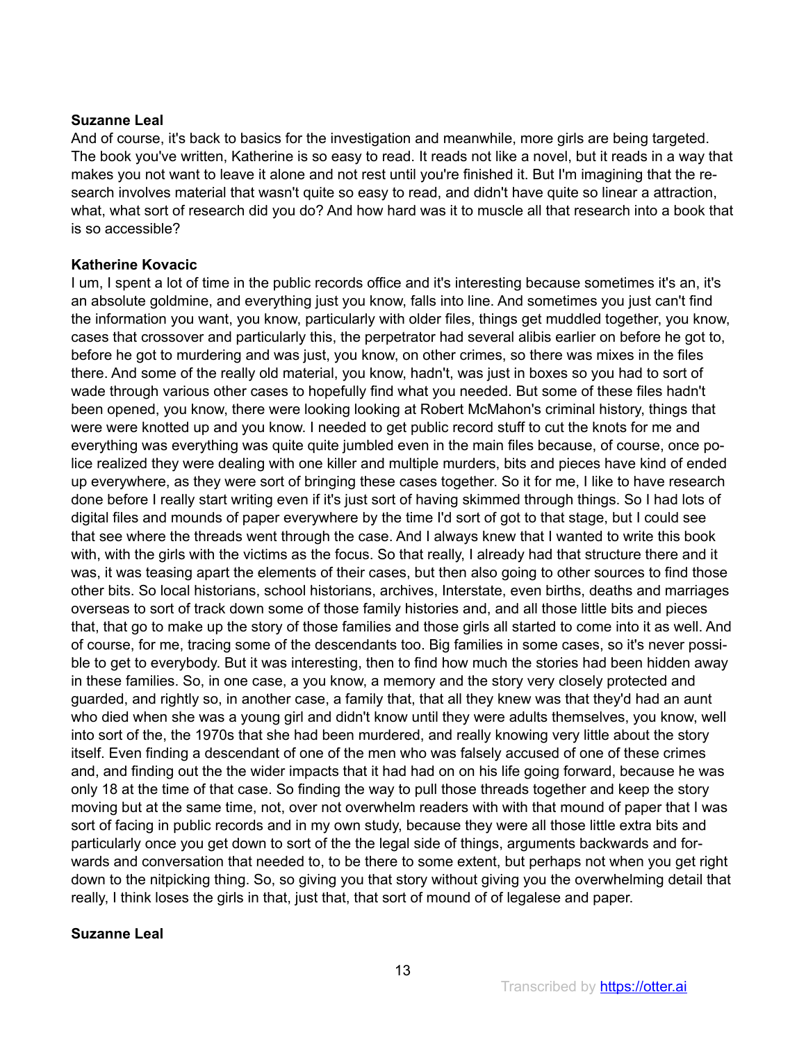**Suzanne Leal**
And of course, it's back to basics for the investigation and meanwhile, more girls are being targeted. The book you've written, Katherine is so easy to read. It reads not like a novel, but it reads in a way that makes you not want to leave it alone and not rest until you're finished it. But I'm imagining that the research involves material that wasn't quite so easy to read, and didn't have quite so linear a attraction, what, what sort of research did you do? And how hard was it to muscle all that research into a book that is so accessible?

**Katherine Kovacic**
I um, I spent a lot of time in the public records office and it's interesting because sometimes it's an, it's an absolute goldmine, and everything just you know, falls into line. And sometimes you just can't find the information you want, you know, particularly with older files, things get muddled together, you know, cases that crossover and particularly this, the perpetrator had several alibis earlier on before he got to, before he got to murdering and was just, you know, on other crimes, so there was mixes in the files there. And some of the really old material, you know, hadn't, was just in boxes so you had to sort of wade through various other cases to hopefully find what you needed. But some of these files hadn't been opened, you know, there were looking looking at Robert McMahon's criminal history, things that were were knotted up and you know. I needed to get public record stuff to cut the knots for me and everything was everything was quite quite jumbled even in the main files because, of course, once police realized they were dealing with one killer and multiple murders, bits and pieces have kind of ended up everywhere, as they were sort of bringing these cases together. So it for me, I like to have research done before I really start writing even if it's just sort of having skimmed through things. So I had lots of digital files and mounds of paper everywhere by the time I'd sort of got to that stage, but I could see that see where the threads went through the case. And I always knew that I wanted to write this book with, with the girls with the victims as the focus. So that really, I already had that structure there and it was, it was teasing apart the elements of their cases, but then also going to other sources to find those other bits. So local historians, school historians, archives, Interstate, even births, deaths and marriages overseas to sort of track down some of those family histories and, and all those little bits and pieces that, that go to make up the story of those families and those girls all started to come into it as well. And of course, for me, tracing some of the descendants too. Big families in some cases, so it's never possible to get to everybody. But it was interesting, then to find how much the stories had been hidden away in these families. So, in one case, a you know, a memory and the story very closely protected and guarded, and rightly so, in another case, a family that, that all they knew was that they'd had an aunt who died when she was a young girl and didn't know until they were adults themselves, you know, well into sort of the, the 1970s that she had been murdered, and really knowing very little about the story itself. Even finding a descendant of one of the men who was falsely accused of one of these crimes and, and finding out the the wider impacts that it had had on on his life going forward, because he was only 18 at the time of that case. So finding the way to pull those threads together and keep the story moving but at the same time, not, over not overwhelm readers with with that mound of paper that I was sort of facing in public records and in my own study, because they were all those little extra bits and particularly once you get down to sort of the the legal side of things, arguments backwards and forwards and conversation that needed to, to be there to some extent, but perhaps not when you get right down to the nitpicking thing. So, so giving you that story without giving you the overwhelming detail that really, I think loses the girls in that, just that, that sort of mound of of legalese and paper.

**Suzanne Leal**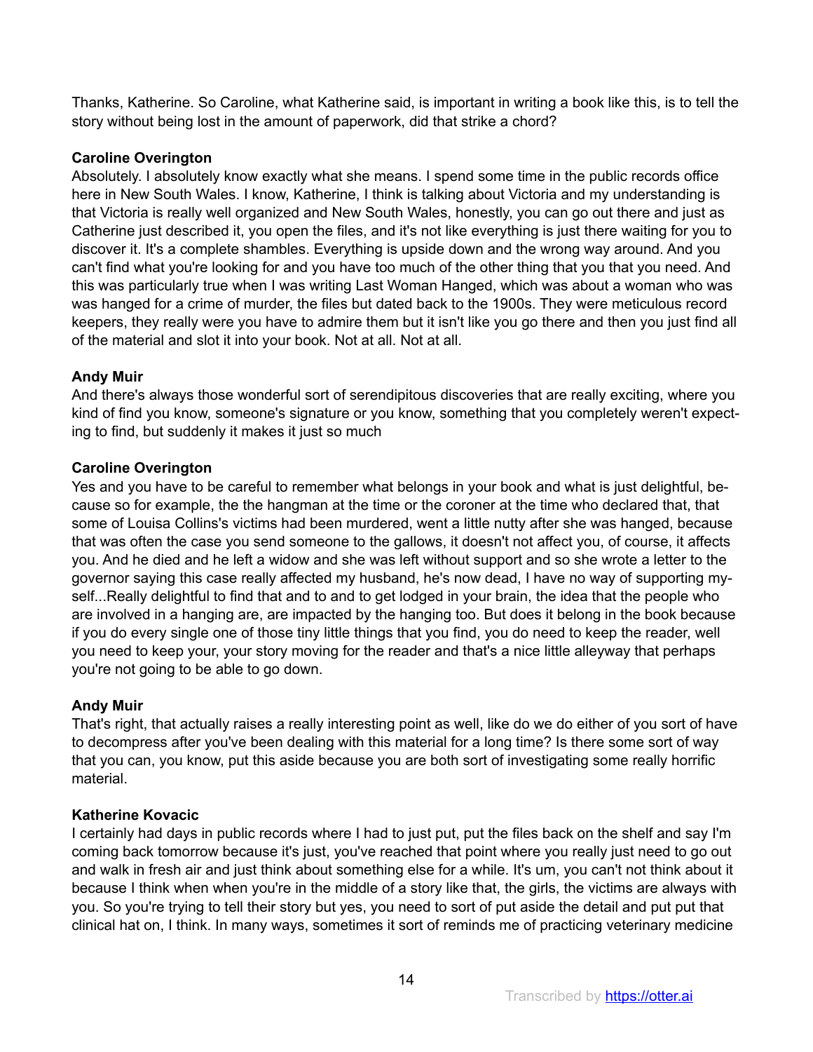Thanks, Katherine. So Caroline, what Katherine said, is important in writing a book like this, is to tell the story without being lost in the amount of paperwork, did that strike a chord?

**Caroline Overington**
Absolutely. I absolutely know exactly what she means. I spend some time in the public records office here in New South Wales. I know, Katherine, I think is talking about Victoria and my understanding is that Victoria is really well organized and New South Wales, honestly, you can go out there and just as Catherine just described it, you open the files, and it's not like everything is just there waiting for you to discover it. It's a complete shambles. Everything is upside down and the wrong way around. And you can't find what you're looking for and you have too much of the other thing that you that you need. And this was particularly true when I was writing Last Woman Hanged, which was about a woman who was was hanged for a crime of murder, the files but dated back to the 1900s. They were meticulous record keepers, they really were you have to admire them but it isn't like you go there and then you just find all of the material and slot it into your book. Not at all. Not at all.

**Andy Muir**
And there's always those wonderful sort of serendipitous discoveries that are really exciting, where you kind of find you know, someone's signature or you know, something that you completely weren't expecting to find, but suddenly it makes it just so much

**Caroline Overington**
Yes and you have to be careful to remember what belongs in your book and what is just delightful, because so for example, the the hangman at the time or the coroner at the time who declared that, that some of Louisa Collins's victims had been murdered, went a little nutty after she was hanged, because that was often the case you send someone to the gallows, it doesn't not affect you, of course, it affects you. And he died and he left a widow and she was left without support and so she wrote a letter to the governor saying this case really affected my husband, he's now dead, I have no way of supporting myself...Really delightful to find that and to and to get lodged in your brain, the idea that the people who are involved in a hanging are, are impacted by the hanging too. But does it belong in the book because if you do every single one of those tiny little things that you find, you do need to keep the reader, well you need to keep your, your story moving for the reader and that's a nice little alleyway that perhaps you're not going to be able to go down.

**Andy Muir**
That's right, that actually raises a really interesting point as well, like do we do either of you sort of have to decompress after you've been dealing with this material for a long time? Is there some sort of way that you can, you know, put this aside because you are both sort of investigating some really horrific material.

**Katherine Kovacic**
I certainly had days in public records where I had to just put, put the files back on the shelf and say I'm coming back tomorrow because it's just, you've reached that point where you really just need to go out and walk in fresh air and just think about something else for a while. It's um, you can't not think about it because I think when when you're in the middle of a story like that, the girls, the victims are always with you. So you're trying to tell their story but yes, you need to sort of put aside the detail and put put that clinical hat on, I think. In many ways, sometimes it sort of reminds me of practicing veterinary medicine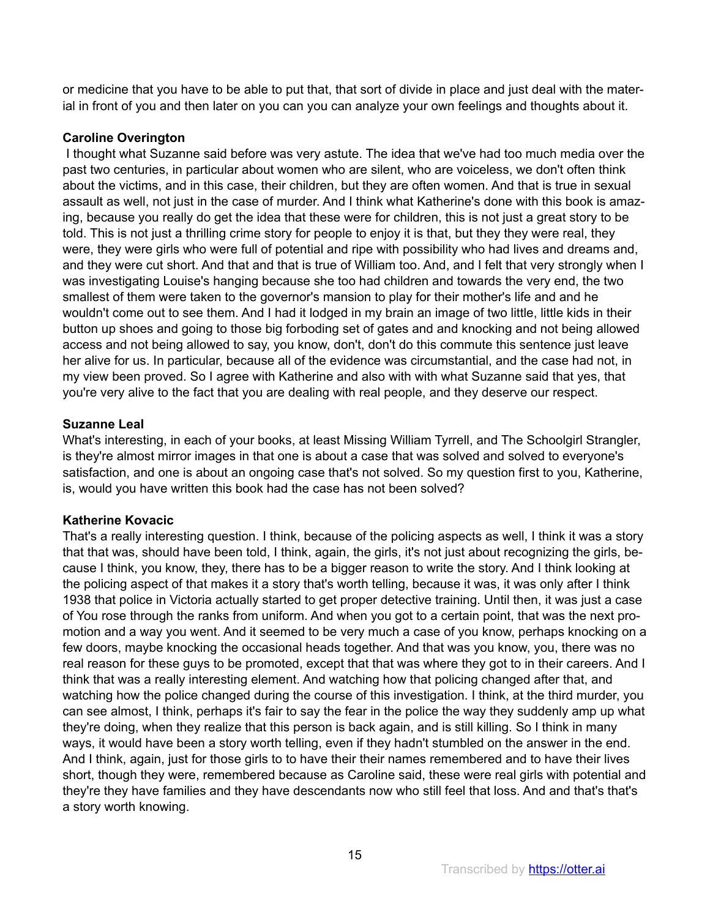or medicine that you have to be able to put that, that sort of divide in place and just deal with the material in front of you and then later on you can you can analyze your own feelings and thoughts about it.

**Caroline Overington**

I thought what Suzanne said before was very astute. The idea that we've had too much media over the past two centuries, in particular about women who are silent, who are voiceless, we don't often think about the victims, and in this case, their children, but they are often women. And that is true in sexual assault as well, not just in the case of murder. And I think what Katherine's done with this book is amazing, because you really do get the idea that these were for children, this is not just a great story to be told. This is not just a thrilling crime story for people to enjoy it is that, but they they were real, they were, they were girls who were full of potential and ripe with possibility who had lives and dreams and, and they were cut short. And that and that is true of William too. And, and I felt that very strongly when I was investigating Louise's hanging because she too had children and towards the very end, the two smallest of them were taken to the governor's mansion to play for their mother's life and and he wouldn't come out to see them. And I had it lodged in my brain an image of two little, little kids in their button up shoes and going to those big forboding set of gates and and knocking and not being allowed access and not being allowed to say, you know, don't, don't do this commute this sentence just leave her alive for us. In particular, because all of the evidence was circumstantial, and the case had not, in my view been proved. So I agree with Katherine and also with with what Suzanne said that yes, that you're very alive to the fact that you are dealing with real people, and they deserve our respect.

**Suzanne Leal**

What's interesting, in each of your books, at least Missing William Tyrrell, and The Schoolgirl Strangler, is they're almost mirror images in that one is about a case that was solved and solved to everyone's satisfaction, and one is about an ongoing case that's not solved. So my question first to you, Katherine, is, would you have written this book had the case has not been solved?

**Katherine Kovacic**

That's a really interesting question. I think, because of the policing aspects as well, I think it was a story that that was, should have been told, I think, again, the girls, it's not just about recognizing the girls, because I think, you know, they, there has to be a bigger reason to write the story. And I think looking at the policing aspect of that makes it a story that's worth telling, because it was, it was only after I think 1938 that police in Victoria actually started to get proper detective training. Until then, it was just a case of You rose through the ranks from uniform. And when you got to a certain point, that was the next promotion and a way you went. And it seemed to be very much a case of you know, perhaps knocking on a few doors, maybe knocking the occasional heads together. And that was you know, you, there was no real reason for these guys to be promoted, except that that was where they got to in their careers. And I think that was a really interesting element. And watching how that policing changed after that, and watching how the police changed during the course of this investigation. I think, at the third murder, you can see almost, I think, perhaps it's fair to say the fear in the police the way they suddenly amp up what they're doing, when they realize that this person is back again, and is still killing. So I think in many ways, it would have been a story worth telling, even if they hadn't stumbled on the answer in the end. And I think, again, just for those girls to to have their their names remembered and to have their lives short, though they were, remembered because as Caroline said, these were real girls with potential and they're they have families and they have descendants now who still feel that loss. And and that's that's a story worth knowing.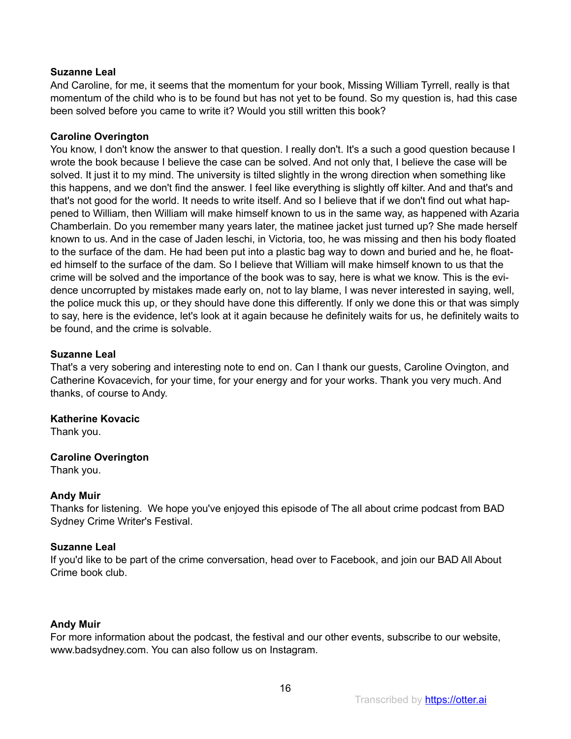**Suzanne Leal**
And Caroline, for me, it seems that the momentum for your book, Missing William Tyrrell, really is that momentum of the child who is to be found but has not yet to be found. So my question is, had this case been solved before you came to write it? Would you still written this book?

**Caroline Overington**
You know, I don't know the answer to that question. I really don't. It's a such a good question because I wrote the book because I believe the case can be solved. And not only that, I believe the case will be solved. It just it to my mind. The university is tilted slightly in the wrong direction when something like this happens, and we don't find the answer. I feel like everything is slightly off kilter. And and that's and that's not good for the world. It needs to write itself. And so I believe that if we don't find out what happened to William, then William will make himself known to us in the same way, as happened with Azaria Chamberlain. Do you remember many years later, the matinee jacket just turned up? She made herself known to us. And in the case of Jaden leschi, in Victoria, too, he was missing and then his body floated to the surface of the dam. He had been put into a plastic bag way to down and buried and he, he floated himself to the surface of the dam. So I believe that William will make himself known to us that the crime will be solved and the importance of the book was to say, here is what we know. This is the evidence uncorrupted by mistakes made early on, not to lay blame, I was never interested in saying, well, the police muck this up, or they should have done this differently. If only we done this or that was simply to say, here is the evidence, let's look at it again because he definitely waits for us, he definitely waits to be found, and the crime is solvable.

**Suzanne Leal**
That's a very sobering and interesting note to end on. Can I thank our guests, Caroline Ovington, and Catherine Kovacevich, for your time, for your energy and for your works. Thank you very much. And thanks, of course to Andy.

**Katherine Kovacic**
Thank you.

**Caroline Overington**
Thank you.

**Andy Muir**
Thanks for listening. We hope you've enjoyed this episode of The all about crime podcast from BAD Sydney Crime Writer's Festival.

**Suzanne Leal**
If you'd like to be part of the crime conversation, head over to Facebook, and join our BAD All About Crime book club.

**Andy Muir**
For more information about the podcast, the festival and our other events, subscribe to our website, www.badsydney.com. You can also follow us on Instagram.

Transcribed by https://otter.ai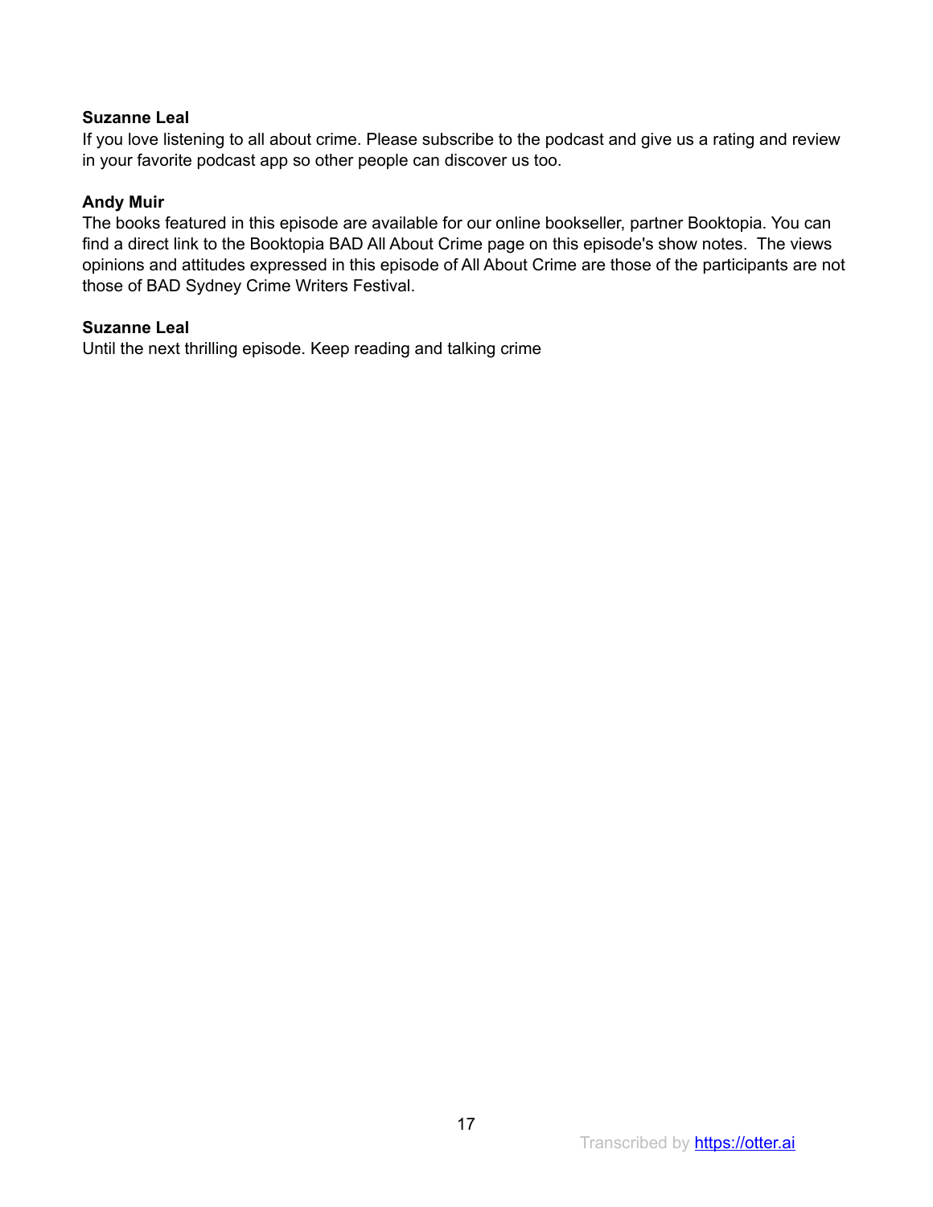**Suzanne Leal**
If you love listening to all about crime. Please subscribe to the podcast and give us a rating and review in your favorite podcast app so other people can discover us too.

**Andy Muir**
The books featured in this episode are available for our online bookseller, partner Booktopia. You can find a direct link to the Booktopia BAD All About Crime page on this episode's show notes. The views opinions and attitudes expressed in this episode of All About Crime are those of the participants are not those of BAD Sydney Crime Writers Festival.

**Suzanne Leal**
Until the next thrilling episode. Keep reading and talking crime

Transcribed by https://otter.ai